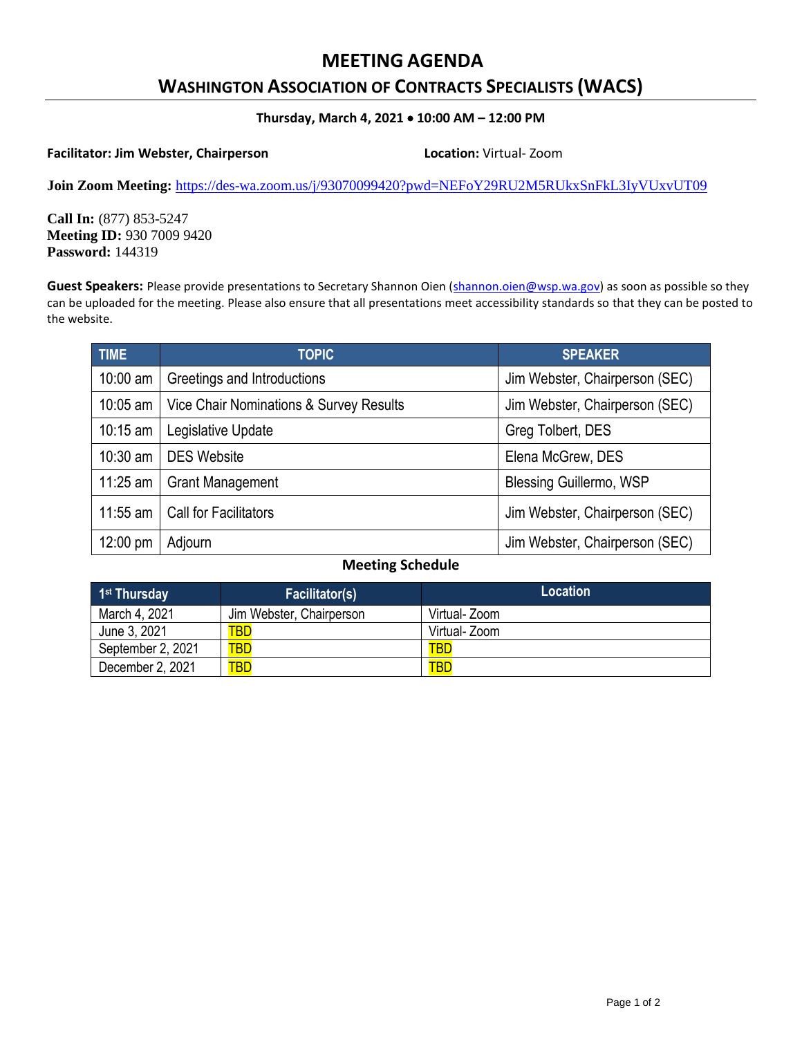# MEETING AGENDA

## WASHINGTON ASSOCIATION OF CONTRACTS SPECIALISTS (WACS)

**Thursday, March 4, 2021 • 10:00 AM – 12:00 PM**

**Facilitator: Jim Webster, Chairperson**

**Location:** Virtual- Zoom

**Join Zoom Meeting:** https://des-wa.zoom.us/j/93070099420?pwd=NEFoY29RU2M5RUkxSnFkL3IyVUxvUT09

**Call In:** (877) 853-5247
**Meeting ID:** 930 7009 9420
**Password:** 144319

**Guest Speakers:** Please provide presentations to Secretary Shannon Oien (shannon.oien@wsp.wa.gov) as soon as possible so they can be uploaded for the meeting. Please also ensure that all presentations meet accessibility standards so that they can be posted to the website.

| TIME | TOPIC | SPEAKER |
|---|---|---|
| 10:00 am | Greetings and Introductions | Jim Webster, Chairperson (SEC) |
| 10:05 am | Vice Chair Nominations & Survey Results | Jim Webster, Chairperson (SEC) |
| 10:15 am | Legislative Update | Greg Tolbert, DES |
| 10:30 am | DES Website | Elena McGrew, DES |
| 11:25 am | Grant Management | Blessing Guillermo, WSP |
| 11:55 am | Call for Facilitators | Jim Webster, Chairperson (SEC) |
| 12:00 pm | Adjourn | Jim Webster, Chairperson (SEC) |

**Meeting Schedule**

| 1st Thursday | Facilitator(s) | Location |
|---|---|---|
| March 4, 2021 | Jim Webster, Chairperson | Virtual- Zoom |
| June 3, 2021 | TBD | Virtual- Zoom |
| September 2, 2021 | TBD | TBD |
| December 2, 2021 | TBD | TBD |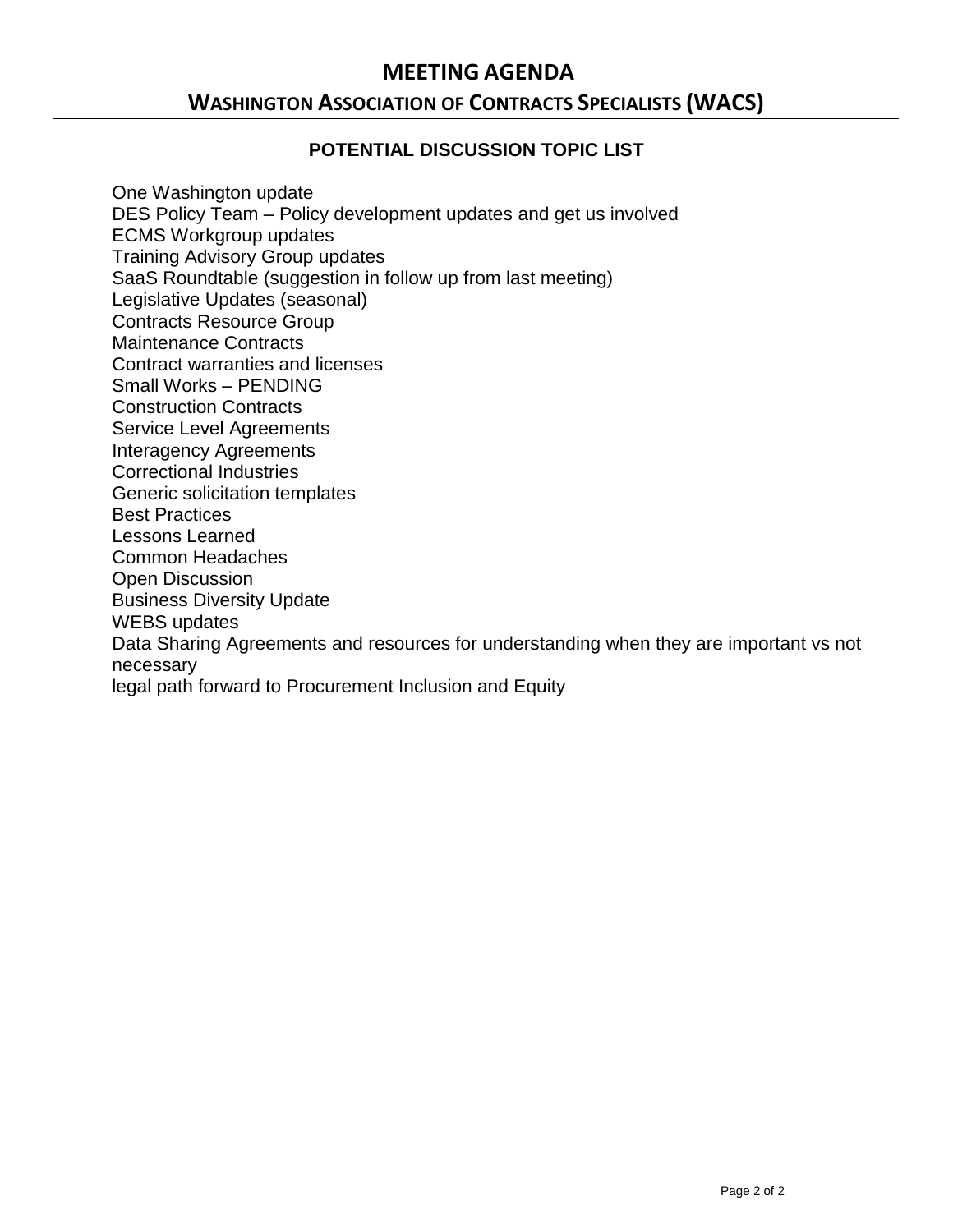# MEETING AGENDA

## WASHINGTON ASSOCIATION OF CONTRACTS SPECIALISTS (WACS)

### POTENTIAL DISCUSSION TOPIC LIST

One Washington update
DES Policy Team – Policy development updates and get us involved
ECMS Workgroup updates
Training Advisory Group updates
SaaS Roundtable (suggestion in follow up from last meeting)
Legislative Updates (seasonal)
Contracts Resource Group
Maintenance Contracts
Contract warranties and licenses
Small Works – PENDING
Construction Contracts
Service Level Agreements
Interagency Agreements
Correctional Industries
Generic solicitation templates
Best Practices
Lessons Learned
Common Headaches
Open Discussion
Business Diversity Update
WEBS updates
Data Sharing Agreements and resources for understanding when they are important vs not necessary
legal path forward to Procurement Inclusion and Equity